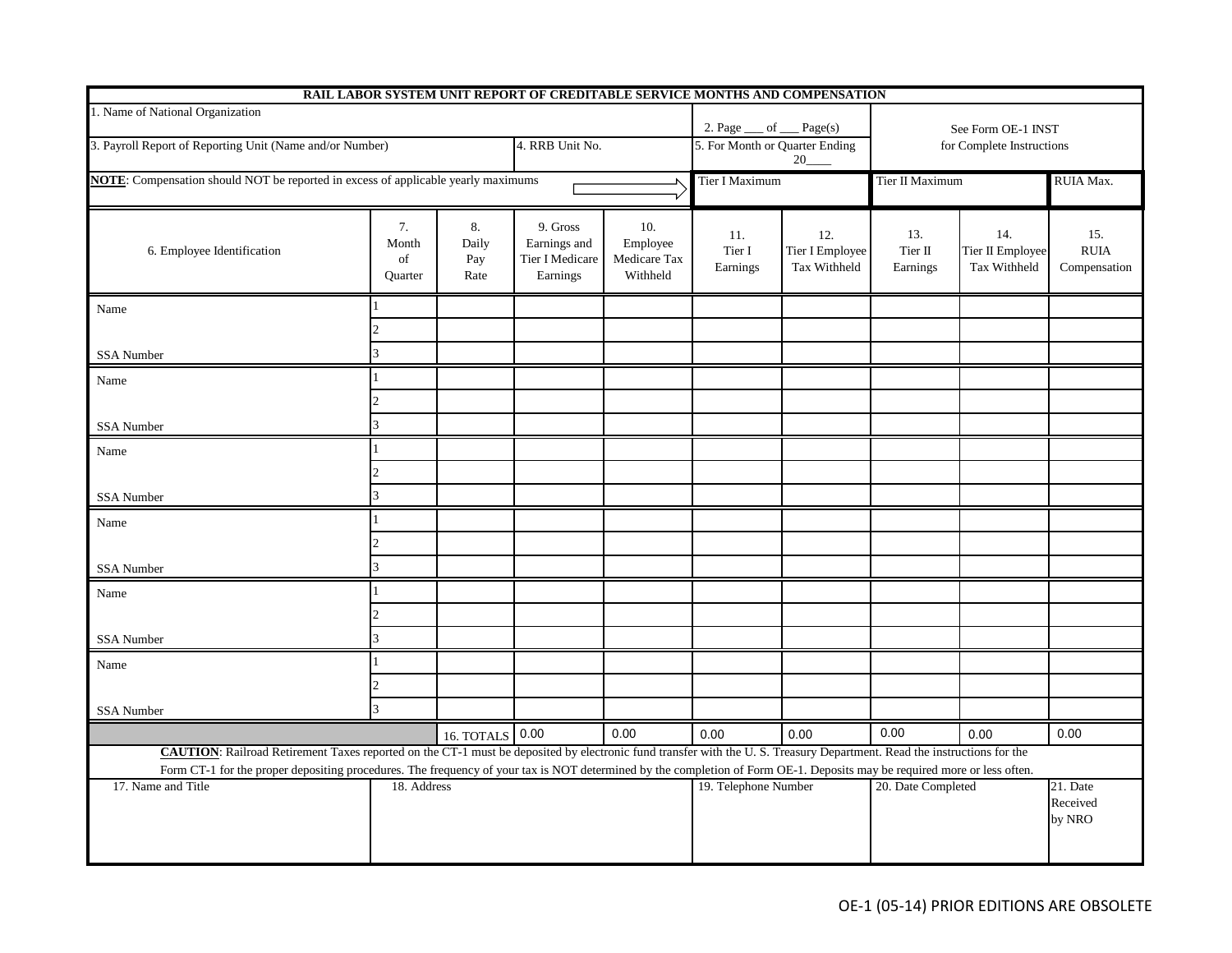# RAIL LABOR SYSTEM UNIT REPORT OF CREDITABLE SERVICE MONTHS AND COMPENSATION

| | | |
|---|---|---|
| 1. Name of National Organization | 2. Page ___ of ___ Page(s) | See Form OE-1 INST for Complete Instructions |
| 3. Payroll Report of Reporting Unit (Name and/or Number) | 4. RRB Unit No. | 5. For Month or Quarter Ending 20____ |

**NOTE**: Compensation should NOT be reported in excess of applicable yearly maximums ⇨ Tier I Maximum | Tier II Maximum | RUIA Max.

| 6. Employee Identification | 7. Month of Quarter | 8. Daily Pay Rate | 9. Gross Earnings and Tier I Medicare Earnings | 10. Employee Medicare Tax Withheld | 11. Tier I Earnings | 12. Tier I Employee Tax Withheld | 13. Tier II Earnings | 14. Tier II Employee Tax Withheld | 15. RUIA Compensation |
|---|---|---|---|---|---|---|---|---|---|
| Name | 1 | | | | | | | | |
| | 2 | | | | | | | | |
| SSA Number | 3 | | | | | | | | |
| Name | 1 | | | | | | | | |
| | 2 | | | | | | | | |
| SSA Number | 3 | | | | | | | | |
| Name | 1 | | | | | | | | |
| | 2 | | | | | | | | |
| SSA Number | 3 | | | | | | | | |
| Name | 1 | | | | | | | | |
| | 2 | | | | | | | | |
| SSA Number | 3 | | | | | | | | |
| Name | 1 | | | | | | | | |
| | 2 | | | | | | | | |
| SSA Number | 3 | | | | | | | | |
| Name | 1 | | | | | | | | |
| | 2 | | | | | | | | |
| SSA Number | 3 | | | | | | | | |
| | | 16. TOTALS | 0.00 | 0.00 | 0.00 | 0.00 | 0.00 | 0.00 | 0.00 |

**CAUTION**: Railroad Retirement Taxes reported on the CT-1 must be deposited by electronic fund transfer with the U. S. Treasury Department. Read the instructions for the Form CT-1 for the proper depositing procedures. The frequency of your tax is NOT determined by the completion of Form OE-1. Deposits may be required more or less often.

| 17. Name and Title | 18. Address | 19. Telephone Number | 20. Date Completed | 21. Date Received by NRO |
|---|---|---|---|---|
| | | | | |

OE-1 (05-14) PRIOR EDITIONS ARE OBSOLETE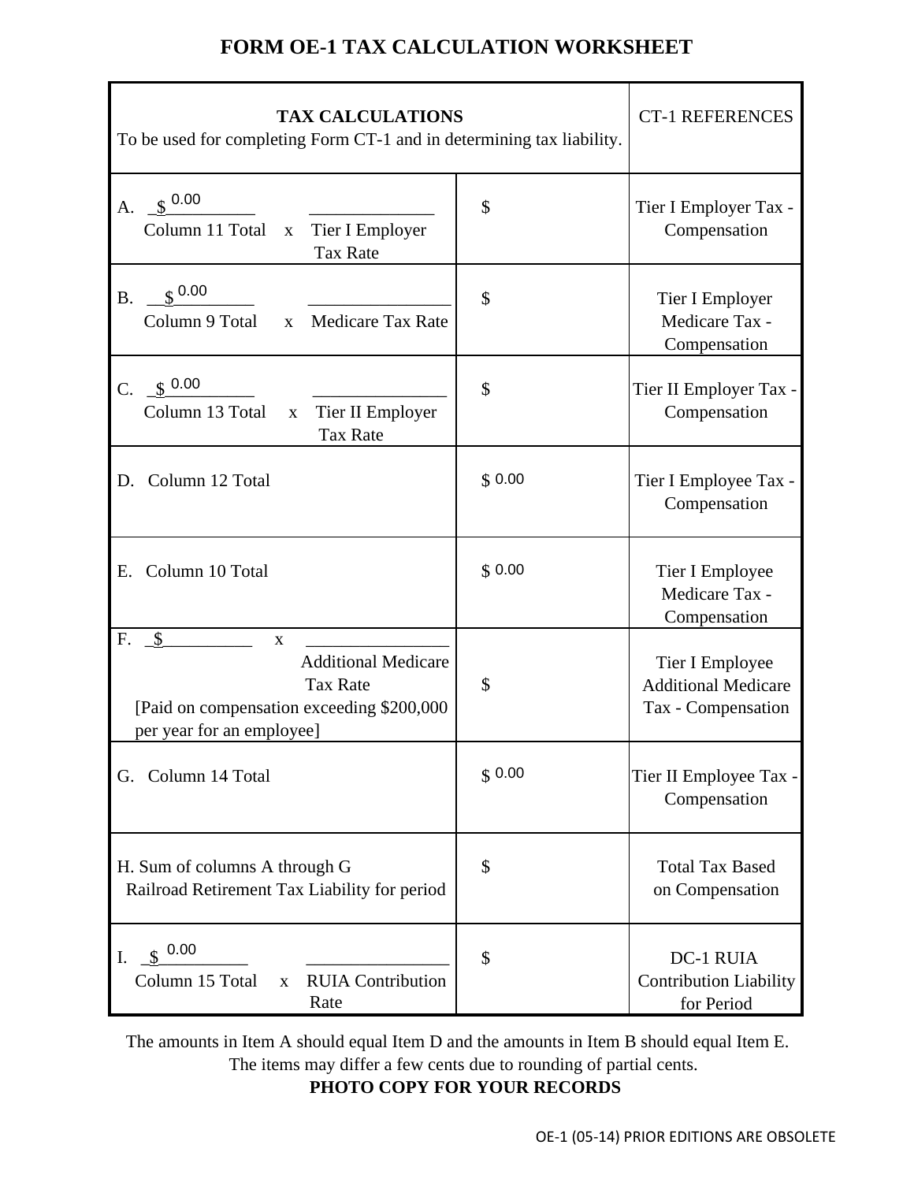# FORM OE-1 TAX CALCULATION WORKSHEET

| **TAX CALCULATIONS**<br>To be used for completing Form CT-1 and in determining tax liability. | | CT-1 REFERENCES |
|---|---|---|
| A. $ 0.00 ____________ x ____________<br>Column 11 Total x Tier I Employer Tax Rate | $ | Tier I Employer Tax - Compensation |
| B. $ 0.00 ____________ x ____________<br>Column 9 Total x Medicare Tax Rate | $ | Tier I Employer Medicare Tax - Compensation |
| C. $ 0.00 ____________ x ____________<br>Column 13 Total x Tier II Employer Tax Rate | $ | Tier II Employer Tax - Compensation |
| D. Column 12 Total | $ 0.00 | Tier I Employee Tax - Compensation |
| E. Column 10 Total | $ 0.00 | Tier I Employee Medicare Tax - Compensation |
| F. $__________ x ____________<br>Additional Medicare Tax Rate<br>[Paid on compensation exceeding $200,000 per year for an employee] | $ | Tier I Employee Additional Medicare Tax - Compensation |
| G. Column 14 Total | $ 0.00 | Tier II Employee Tax - Compensation |
| H. Sum of columns A through G<br>Railroad Retirement Tax Liability for period | $ | Total Tax Based on Compensation |
| I. $ 0.00 ____________ x ____________<br>Column 15 Total x RUIA Contribution Rate | $ | DC-1 RUIA Contribution Liability for Period |

The amounts in Item A should equal Item D and the amounts in Item B should equal Item E. The items may differ a few cents due to rounding of partial cents.

**PHOTO COPY FOR YOUR RECORDS**

OE-1 (05-14) PRIOR EDITIONS ARE OBSOLETE